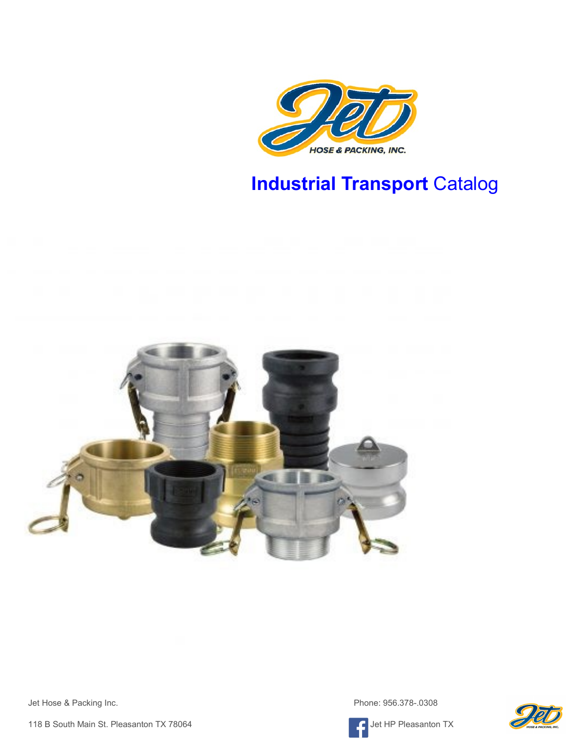# **Industrial Transport** Catalog

Jet Hose & Packing Inc.

118 B South Main St. Pleasanton TX 78064

Phone: 956.378-.0308

Jet HP Pleasanton TX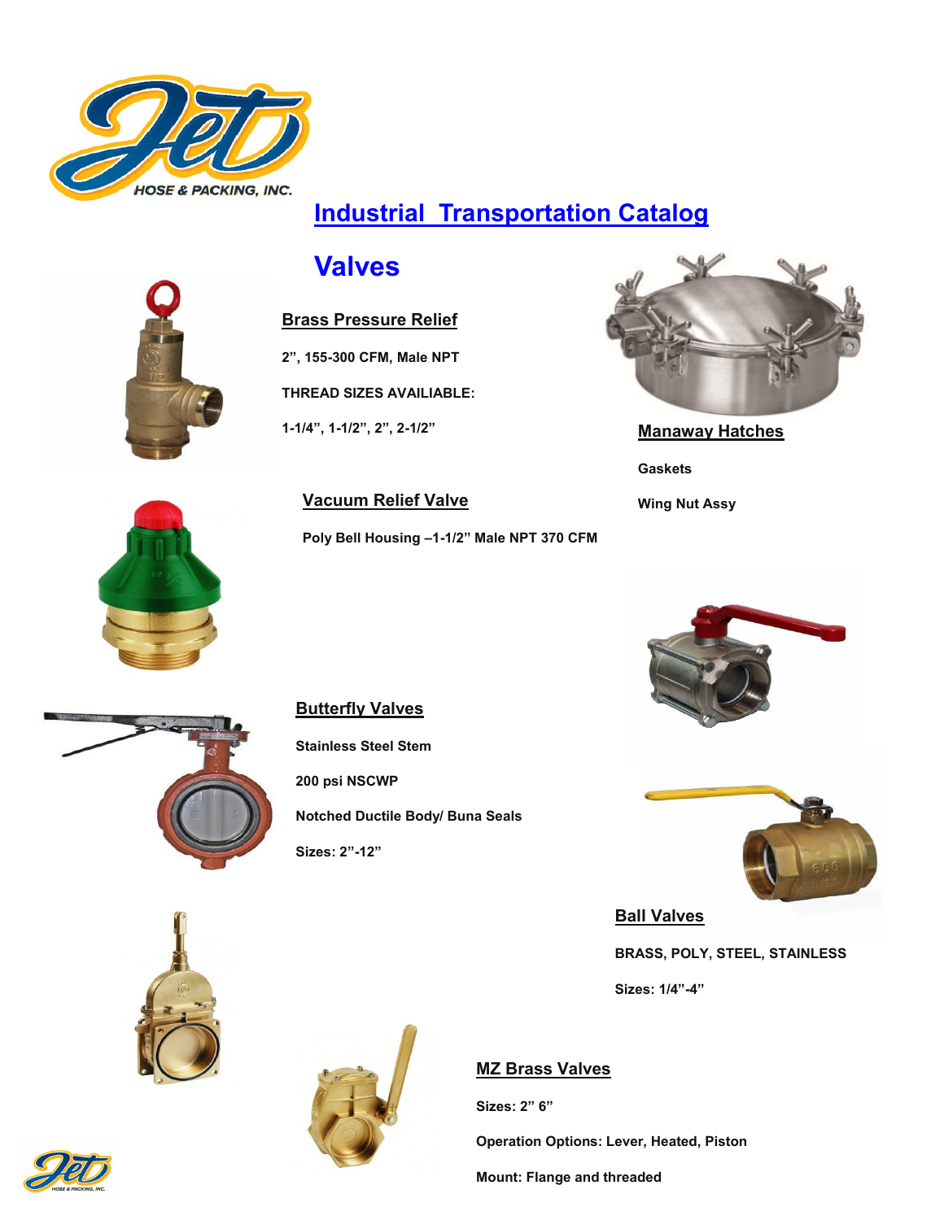HOSE & PACKING, INC.

# Industrial Transportation Catalog

## Valves

### Brass Pressure Relief

**2", 155-300 CFM, Male NPT**

**THREAD SIZES AVAILIABLE:**

**1-1/4", 1-1/2", 2", 2-1/2"**

### Manaway Hatches

**Gaskets**

**Wing Nut Assy**

### Vacuum Relief Valve

**Poly Bell Housing –1-1/2" Male NPT 370 CFM**

### Butterfly Valves

**Stainless Steel Stem**

**200 psi NSCWP**

**Notched Ductile Body/ Buna Seals**

**Sizes: 2"-12"**

### Ball Valves

**BRASS, POLY, STEEL, STAINLESS**

**Sizes: 1/4"-4"**

### MZ Brass Valves

**Sizes: 2" 6"**

**Operation Options: Lever, Heated, Piston**

**Mount: Flange and threaded**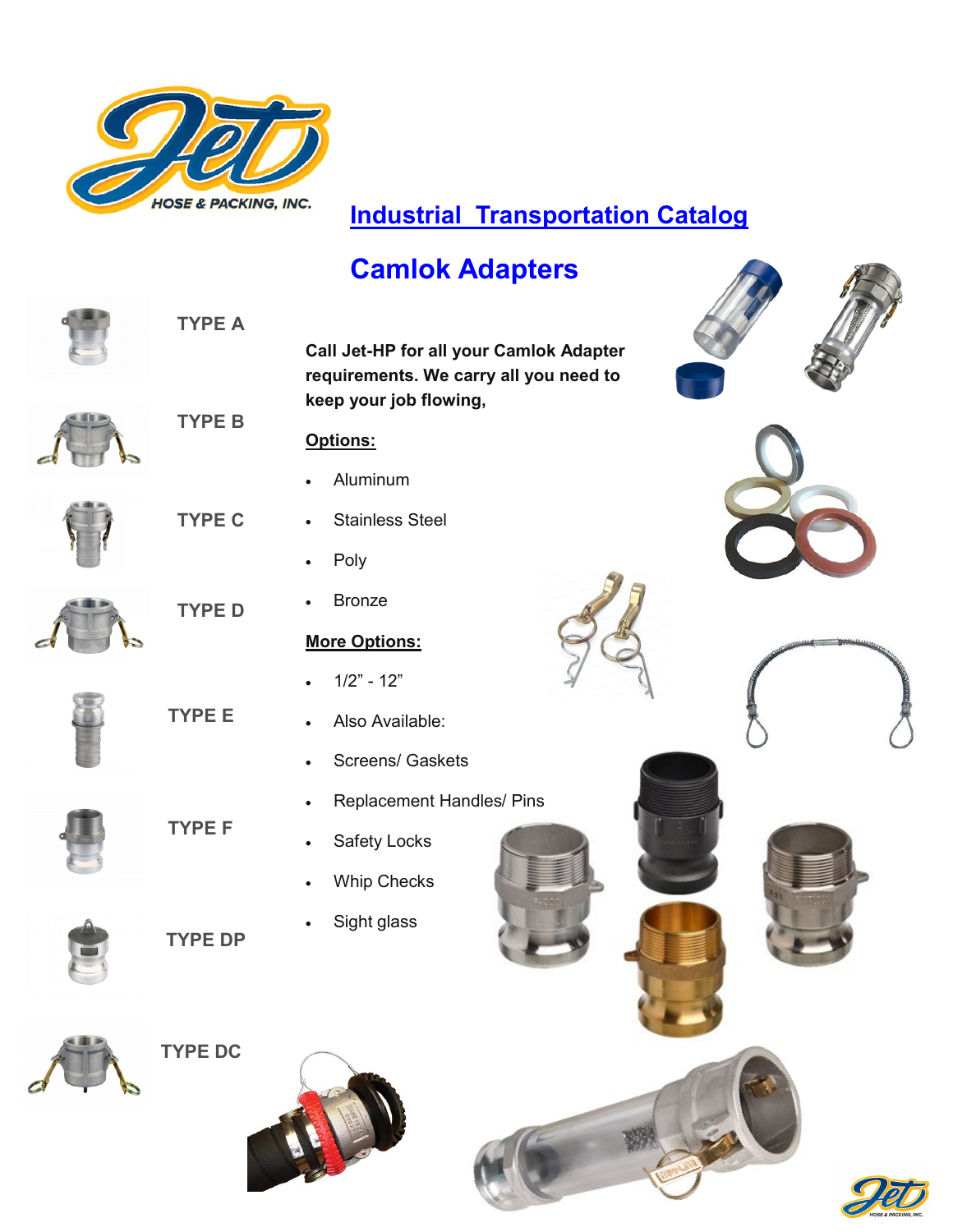# Industrial Transportation Catalog

## Camlok Adapters

TYPE A

TYPE B

TYPE C

TYPE D

TYPE E

TYPE F

TYPE DP

TYPE DC

**Call Jet-HP for all your Camlok Adapter requirements. We carry all you need to keep your job flowing,**

**Options:**

- Aluminum
- Stainless Steel
- Poly
- Bronze

**More Options:**

- 1/2” - 12”
- Also Available:
- Screens/ Gaskets
- Replacement Handles/ Pins
- Safety Locks
- Whip Checks
- Sight glass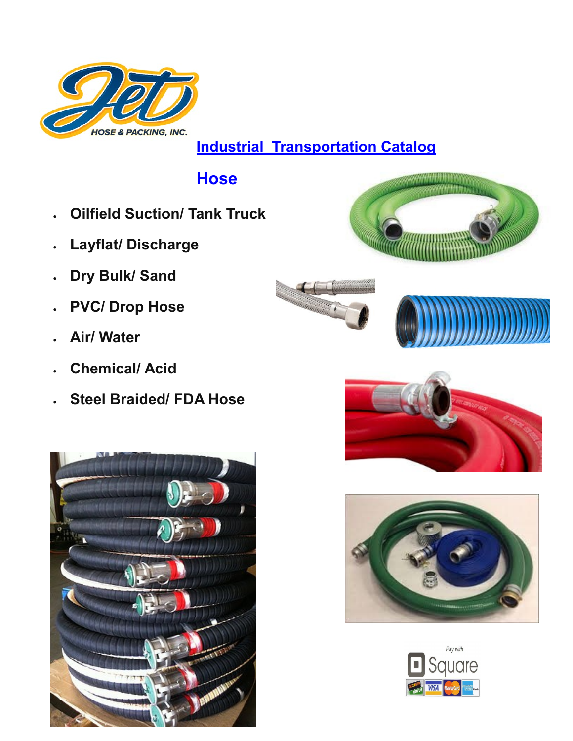JET HOSE & PACKING, INC.

## Industrial Transportation Catalog

## Hose

- **Oilfield Suction/ Tank Truck**
- **Layflat/ Discharge**
- **Dry Bulk/ Sand**
- **PVC/ Drop Hose**
- **Air/ Water**
- **Chemical/ Acid**
- **Steel Braided/ FDA Hose**

Pay with Square